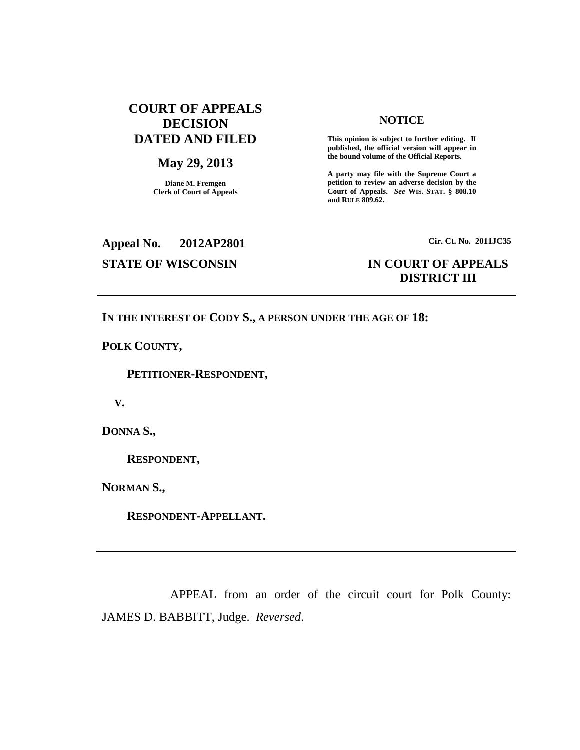**COURT OF APPEALS DECISION DATED AND FILED**

**May 29, 2013**

**Diane M. Fremgen**
**Clerk of Court of Appeals**

**NOTICE**

**This opinion is subject to further editing. If published, the official version will appear in the bound volume of the Official Reports.**

**A party may file with the Supreme Court a petition to review an adverse decision by the Court of Appeals.** ***See*** **WIS. STAT. § 808.10 and RULE 809.62.**

**Appeal No. 2012AP2801**

**Cir. Ct. No. 2011JC35**

**STATE OF WISCONSIN**

**IN COURT OF APPEALS**
**DISTRICT III**

---

**IN THE INTEREST OF CODY S., A PERSON UNDER THE AGE OF 18:**

**POLK COUNTY,**

**PETITIONER-RESPONDENT,**

**V.**

**DONNA S.,**

**RESPONDENT,**

**NORMAN S.,**

**RESPONDENT-APPELLANT.**

---

APPEAL from an order of the circuit court for Polk County: JAMES D. BABBITT, Judge. *Reversed*.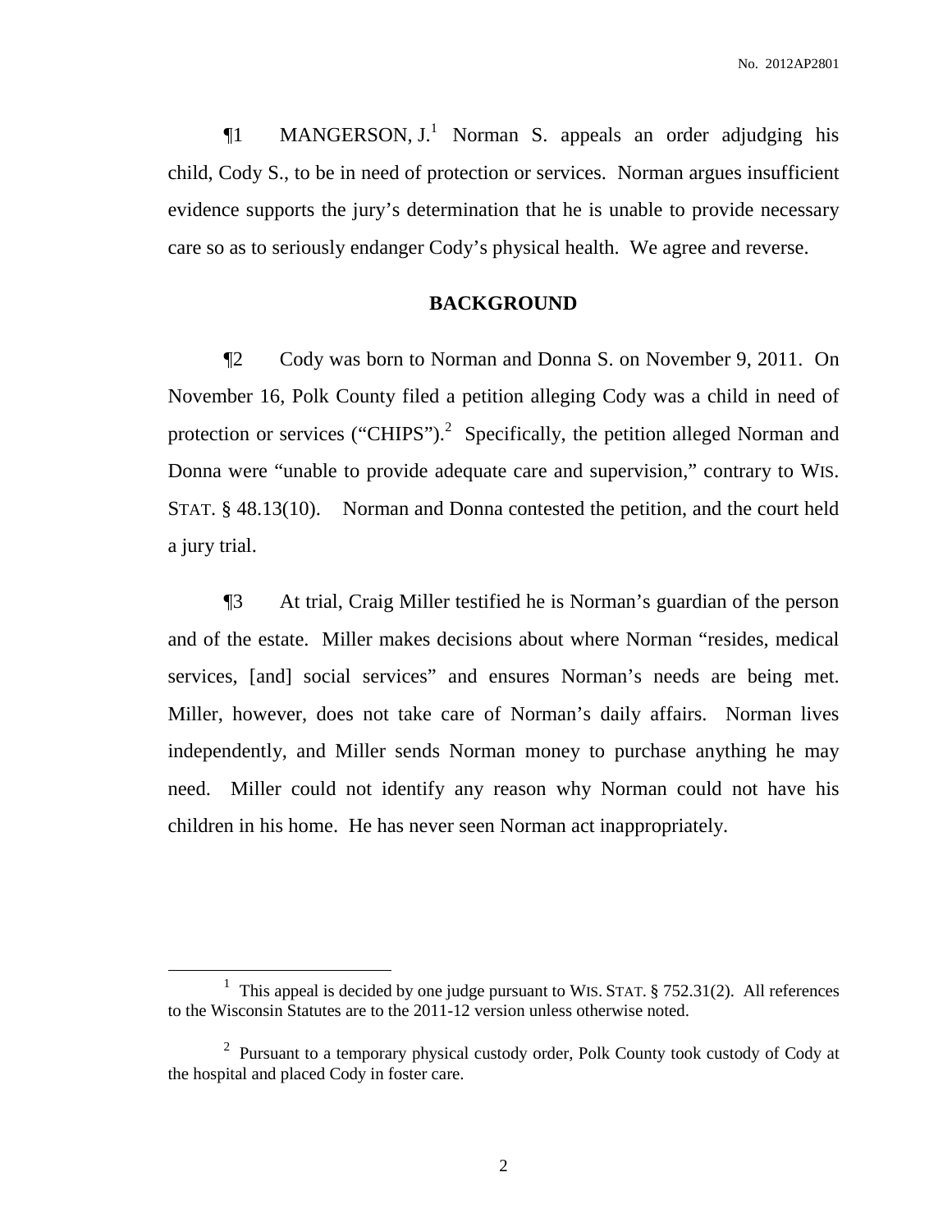¶1 MANGERSON, J.[1] Norman S. appeals an order adjudging his child, Cody S., to be in need of protection or services. Norman argues insufficient evidence supports the jury's determination that he is unable to provide necessary care so as to seriously endanger Cody's physical health. We agree and reverse.

## BACKGROUND

¶2 Cody was born to Norman and Donna S. on November 9, 2011. On November 16, Polk County filed a petition alleging Cody was a child in need of protection or services ("CHIPS").[2] Specifically, the petition alleged Norman and Donna were "unable to provide adequate care and supervision," contrary to WIS. STAT. § 48.13(10). Norman and Donna contested the petition, and the court held a jury trial.

¶3 At trial, Craig Miller testified he is Norman's guardian of the person and of the estate. Miller makes decisions about where Norman "resides, medical services, [and] social services" and ensures Norman's needs are being met. Miller, however, does not take care of Norman's daily affairs. Norman lives independently, and Miller sends Norman money to purchase anything he may need. Miller could not identify any reason why Norman could not have his children in his home. He has never seen Norman act inappropriately.

---

[1] This appeal is decided by one judge pursuant to WIS. STAT. § 752.31(2). All references to the Wisconsin Statutes are to the 2011-12 version unless otherwise noted.

[2] Pursuant to a temporary physical custody order, Polk County took custody of Cody at the hospital and placed Cody in foster care.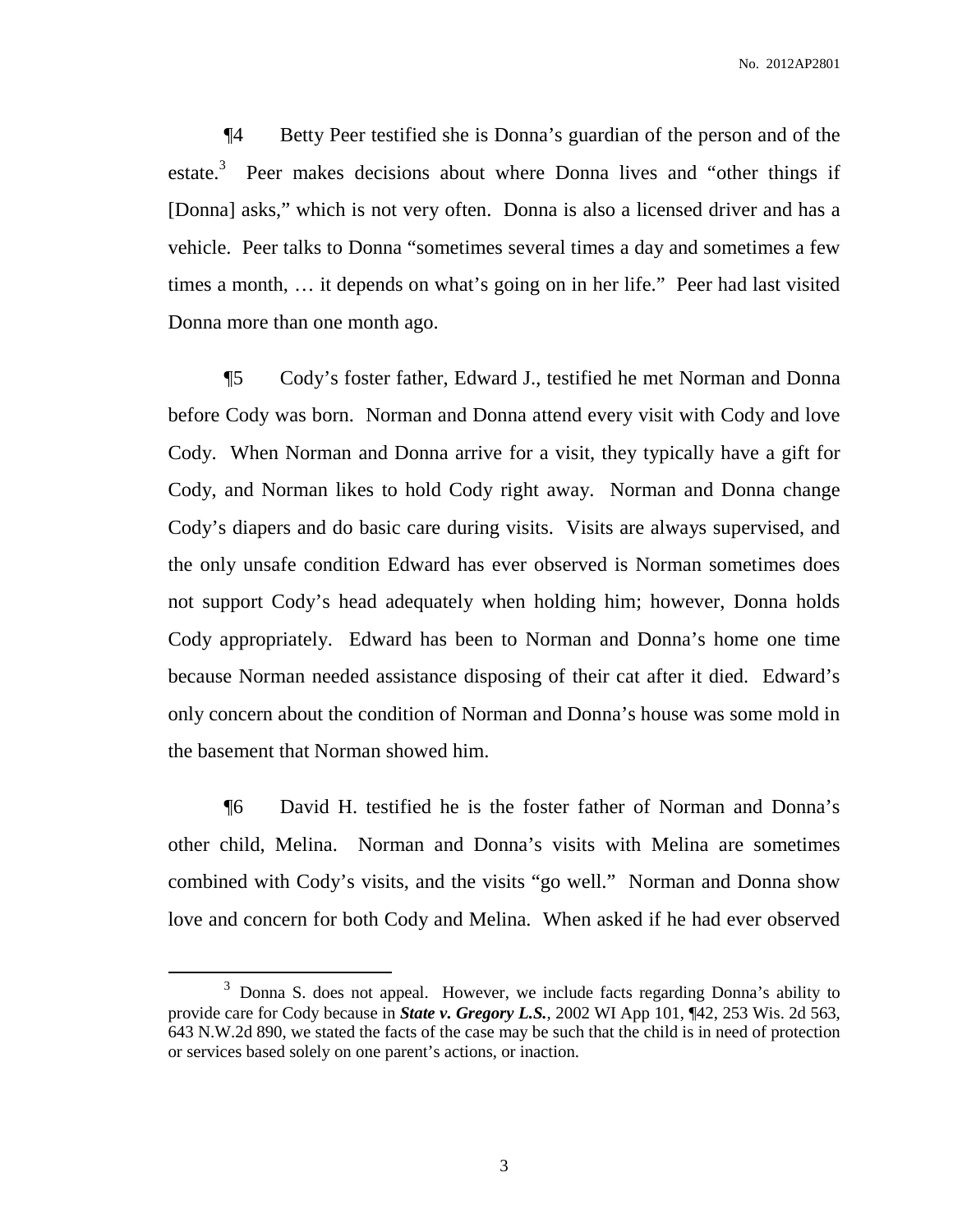¶4 Betty Peer testified she is Donna's guardian of the person and of the estate.[3] Peer makes decisions about where Donna lives and "other things if [Donna] asks," which is not very often. Donna is also a licensed driver and has a vehicle. Peer talks to Donna "sometimes several times a day and sometimes a few times a month, … it depends on what's going on in her life." Peer had last visited Donna more than one month ago.

¶5 Cody's foster father, Edward J., testified he met Norman and Donna before Cody was born. Norman and Donna attend every visit with Cody and love Cody. When Norman and Donna arrive for a visit, they typically have a gift for Cody, and Norman likes to hold Cody right away. Norman and Donna change Cody's diapers and do basic care during visits. Visits are always supervised, and the only unsafe condition Edward has ever observed is Norman sometimes does not support Cody's head adequately when holding him; however, Donna holds Cody appropriately. Edward has been to Norman and Donna's home one time because Norman needed assistance disposing of their cat after it died. Edward's only concern about the condition of Norman and Donna's house was some mold in the basement that Norman showed him.

¶6 David H. testified he is the foster father of Norman and Donna's other child, Melina. Norman and Donna's visits with Melina are sometimes combined with Cody's visits, and the visits "go well." Norman and Donna show love and concern for both Cody and Melina. When asked if he had ever observed

---

[3] Donna S. does not appeal. However, we include facts regarding Donna's ability to provide care for Cody because in ***State v. Gregory L.S.***, 2002 WI App 101, ¶42, 253 Wis. 2d 563, 643 N.W.2d 890, we stated the facts of the case may be such that the child is in need of protection or services based solely on one parent's actions, or inaction.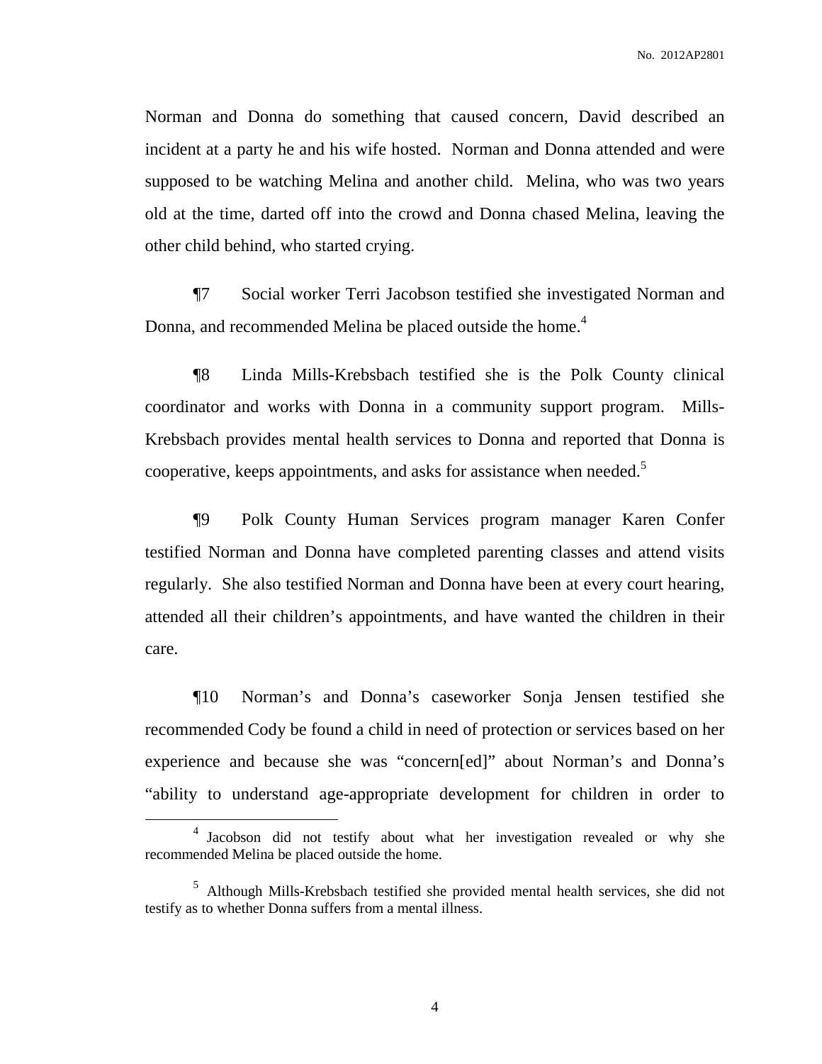Norman and Donna do something that caused concern, David described an incident at a party he and his wife hosted. Norman and Donna attended and were supposed to be watching Melina and another child. Melina, who was two years old at the time, darted off into the crowd and Donna chased Melina, leaving the other child behind, who started crying.

¶7 Social worker Terri Jacobson testified she investigated Norman and Donna, and recommended Melina be placed outside the home.[4]

¶8 Linda Mills-Krebsbach testified she is the Polk County clinical coordinator and works with Donna in a community support program. Mills-Krebsbach provides mental health services to Donna and reported that Donna is cooperative, keeps appointments, and asks for assistance when needed.[5]

¶9 Polk County Human Services program manager Karen Confer testified Norman and Donna have completed parenting classes and attend visits regularly. She also testified Norman and Donna have been at every court hearing, attended all their children's appointments, and have wanted the children in their care.

¶10 Norman's and Donna's caseworker Sonja Jensen testified she recommended Cody be found a child in need of protection or services based on her experience and because she was "concern[ed]" about Norman's and Donna's "ability to understand age-appropriate development for children in order to

---

[4] Jacobson did not testify about what her investigation revealed or why she recommended Melina be placed outside the home.

[5] Although Mills-Krebsbach testified she provided mental health services, she did not testify as to whether Donna suffers from a mental illness.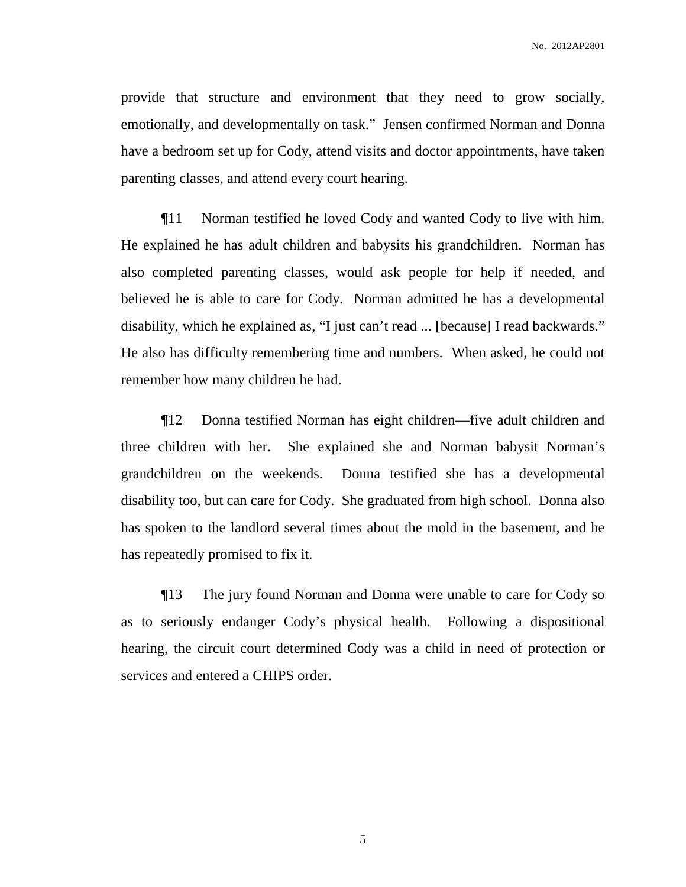provide that structure and environment that they need to grow socially, emotionally, and developmentally on task." Jensen confirmed Norman and Donna have a bedroom set up for Cody, attend visits and doctor appointments, have taken parenting classes, and attend every court hearing.

¶11 Norman testified he loved Cody and wanted Cody to live with him. He explained he has adult children and babysits his grandchildren. Norman has also completed parenting classes, would ask people for help if needed, and believed he is able to care for Cody. Norman admitted he has a developmental disability, which he explained as, "I just can't read ... [because] I read backwards." He also has difficulty remembering time and numbers. When asked, he could not remember how many children he had.

¶12 Donna testified Norman has eight children—five adult children and three children with her. She explained she and Norman babysit Norman's grandchildren on the weekends. Donna testified she has a developmental disability too, but can care for Cody. She graduated from high school. Donna also has spoken to the landlord several times about the mold in the basement, and he has repeatedly promised to fix it.

¶13 The jury found Norman and Donna were unable to care for Cody so as to seriously endanger Cody's physical health. Following a dispositional hearing, the circuit court determined Cody was a child in need of protection or services and entered a CHIPS order.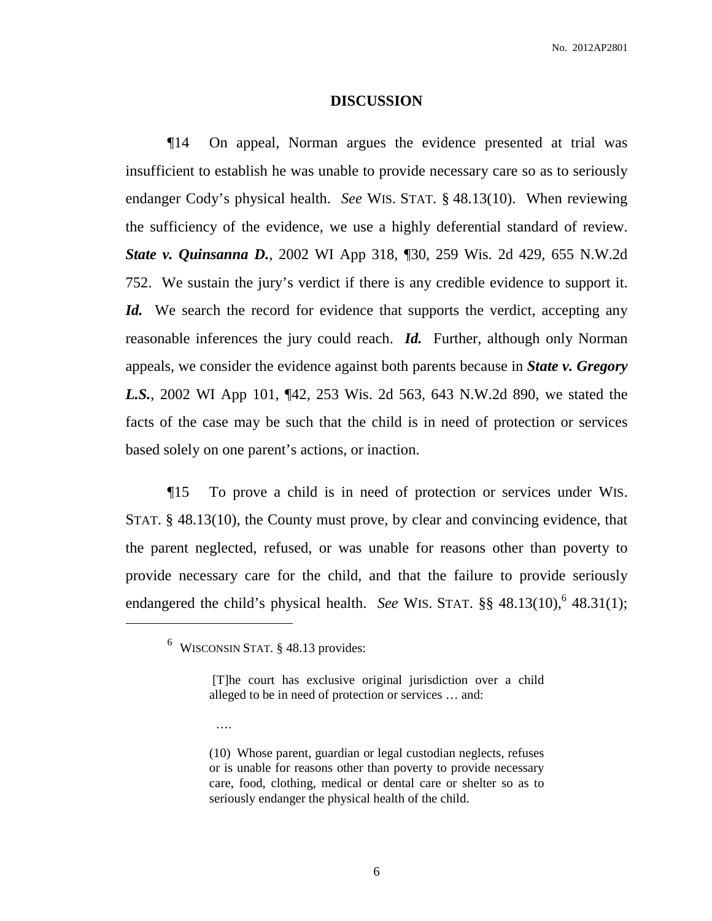## DISCUSSION

¶14 On appeal, Norman argues the evidence presented at trial was insufficient to establish he was unable to provide necessary care so as to seriously endanger Cody's physical health. *See* WIS. STAT. § 48.13(10). When reviewing the sufficiency of the evidence, we use a highly deferential standard of review. ***State v. Quinsanna D.***, 2002 WI App 318, ¶30, 259 Wis. 2d 429, 655 N.W.2d 752. We sustain the jury's verdict if there is any credible evidence to support it. ***Id.*** We search the record for evidence that supports the verdict, accepting any reasonable inferences the jury could reach. ***Id.*** Further, although only Norman appeals, we consider the evidence against both parents because in ***State v. Gregory L.S.***, 2002 WI App 101, ¶42, 253 Wis. 2d 563, 643 N.W.2d 890, we stated the facts of the case may be such that the child is in need of protection or services based solely on one parent's actions, or inaction.

¶15 To prove a child is in need of protection or services under WIS. STAT. § 48.13(10), the County must prove, by clear and convincing evidence, that the parent neglected, refused, or was unable for reasons other than poverty to provide necessary care for the child, and that the failure to provide seriously endangered the child's physical health. *See* WIS. STAT. §§ 48.13(10),[6] 48.31(1);

---

[6] WISCONSIN STAT. § 48.13 provides:

> [T]he court has exclusive original jurisdiction over a child alleged to be in need of protection or services … and:
>
> ….
>
> (10) Whose parent, guardian or legal custodian neglects, refuses or is unable for reasons other than poverty to provide necessary care, food, clothing, medical or dental care or shelter so as to seriously endanger the physical health of the child.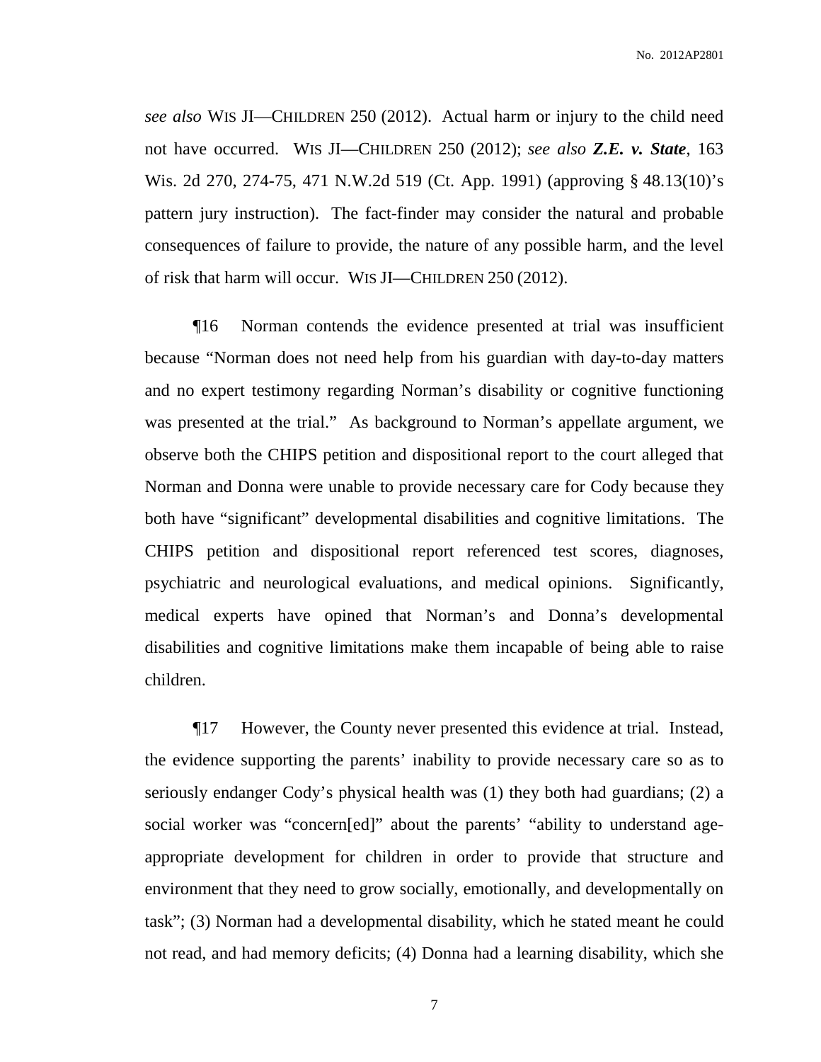*see also* WIS JI—CHILDREN 250 (2012). Actual harm or injury to the child need not have occurred. WIS JI—CHILDREN 250 (2012); *see also* ***Z.E. v. State***, 163 Wis. 2d 270, 274-75, 471 N.W.2d 519 (Ct. App. 1991) (approving § 48.13(10)'s pattern jury instruction). The fact-finder may consider the natural and probable consequences of failure to provide, the nature of any possible harm, and the level of risk that harm will occur. WIS JI—CHILDREN 250 (2012).

¶16 Norman contends the evidence presented at trial was insufficient because "Norman does not need help from his guardian with day-to-day matters and no expert testimony regarding Norman's disability or cognitive functioning was presented at the trial." As background to Norman's appellate argument, we observe both the CHIPS petition and dispositional report to the court alleged that Norman and Donna were unable to provide necessary care for Cody because they both have "significant" developmental disabilities and cognitive limitations. The CHIPS petition and dispositional report referenced test scores, diagnoses, psychiatric and neurological evaluations, and medical opinions. Significantly, medical experts have opined that Norman's and Donna's developmental disabilities and cognitive limitations make them incapable of being able to raise children.

¶17 However, the County never presented this evidence at trial. Instead, the evidence supporting the parents' inability to provide necessary care so as to seriously endanger Cody's physical health was (1) they both had guardians; (2) a social worker was "concern[ed]" about the parents' "ability to understand age-appropriate development for children in order to provide that structure and environment that they need to grow socially, emotionally, and developmentally on task"; (3) Norman had a developmental disability, which he stated meant he could not read, and had memory deficits; (4) Donna had a learning disability, which she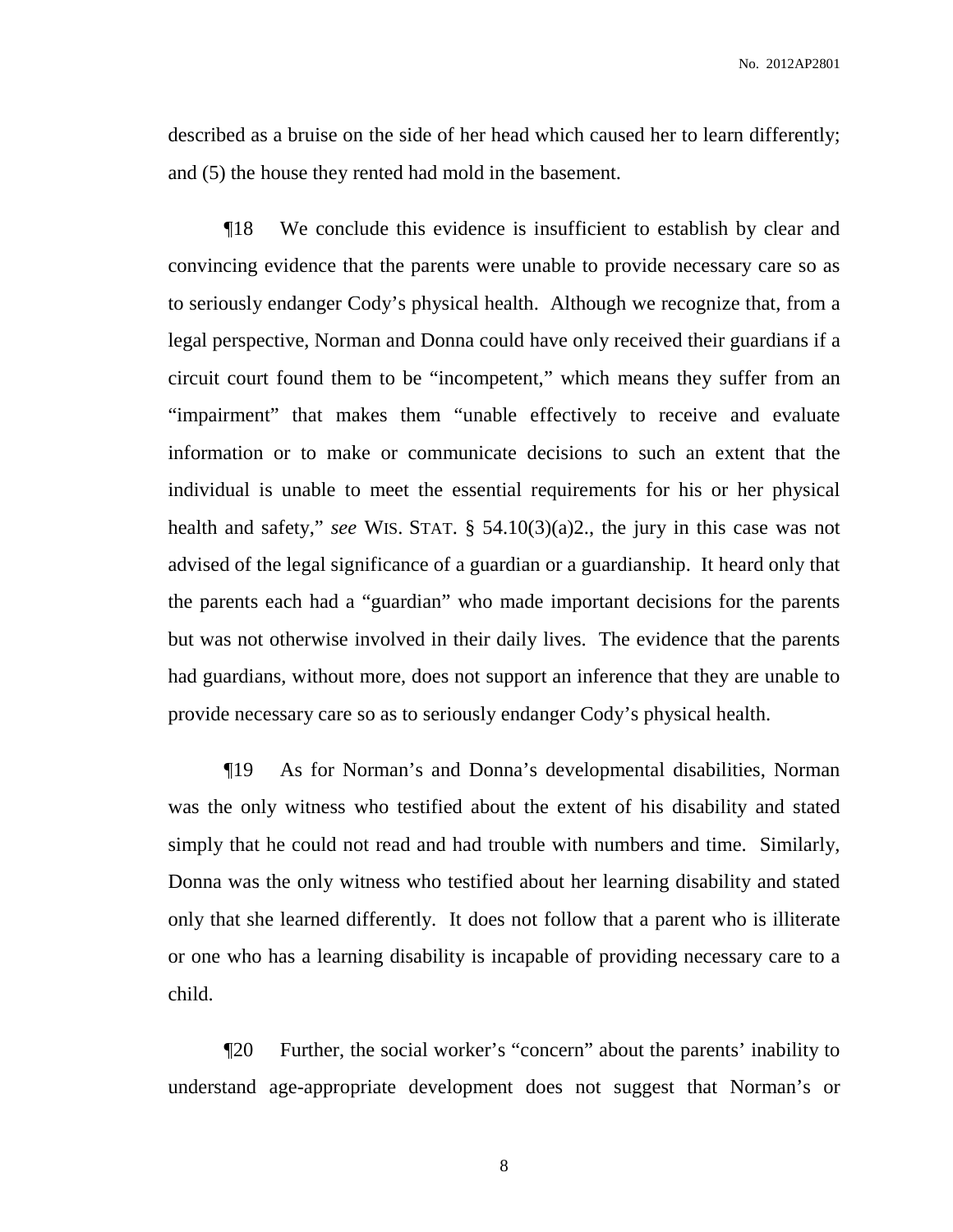described as a bruise on the side of her head which caused her to learn differently; and (5) the house they rented had mold in the basement.

¶18 We conclude this evidence is insufficient to establish by clear and convincing evidence that the parents were unable to provide necessary care so as to seriously endanger Cody's physical health. Although we recognize that, from a legal perspective, Norman and Donna could have only received their guardians if a circuit court found them to be "incompetent," which means they suffer from an "impairment" that makes them "unable effectively to receive and evaluate information or to make or communicate decisions to such an extent that the individual is unable to meet the essential requirements for his or her physical health and safety," *see* WIS. STAT. § 54.10(3)(a)2., the jury in this case was not advised of the legal significance of a guardian or a guardianship. It heard only that the parents each had a "guardian" who made important decisions for the parents but was not otherwise involved in their daily lives. The evidence that the parents had guardians, without more, does not support an inference that they are unable to provide necessary care so as to seriously endanger Cody's physical health.

¶19 As for Norman's and Donna's developmental disabilities, Norman was the only witness who testified about the extent of his disability and stated simply that he could not read and had trouble with numbers and time. Similarly, Donna was the only witness who testified about her learning disability and stated only that she learned differently. It does not follow that a parent who is illiterate or one who has a learning disability is incapable of providing necessary care to a child.

¶20 Further, the social worker's "concern" about the parents' inability to understand age-appropriate development does not suggest that Norman's or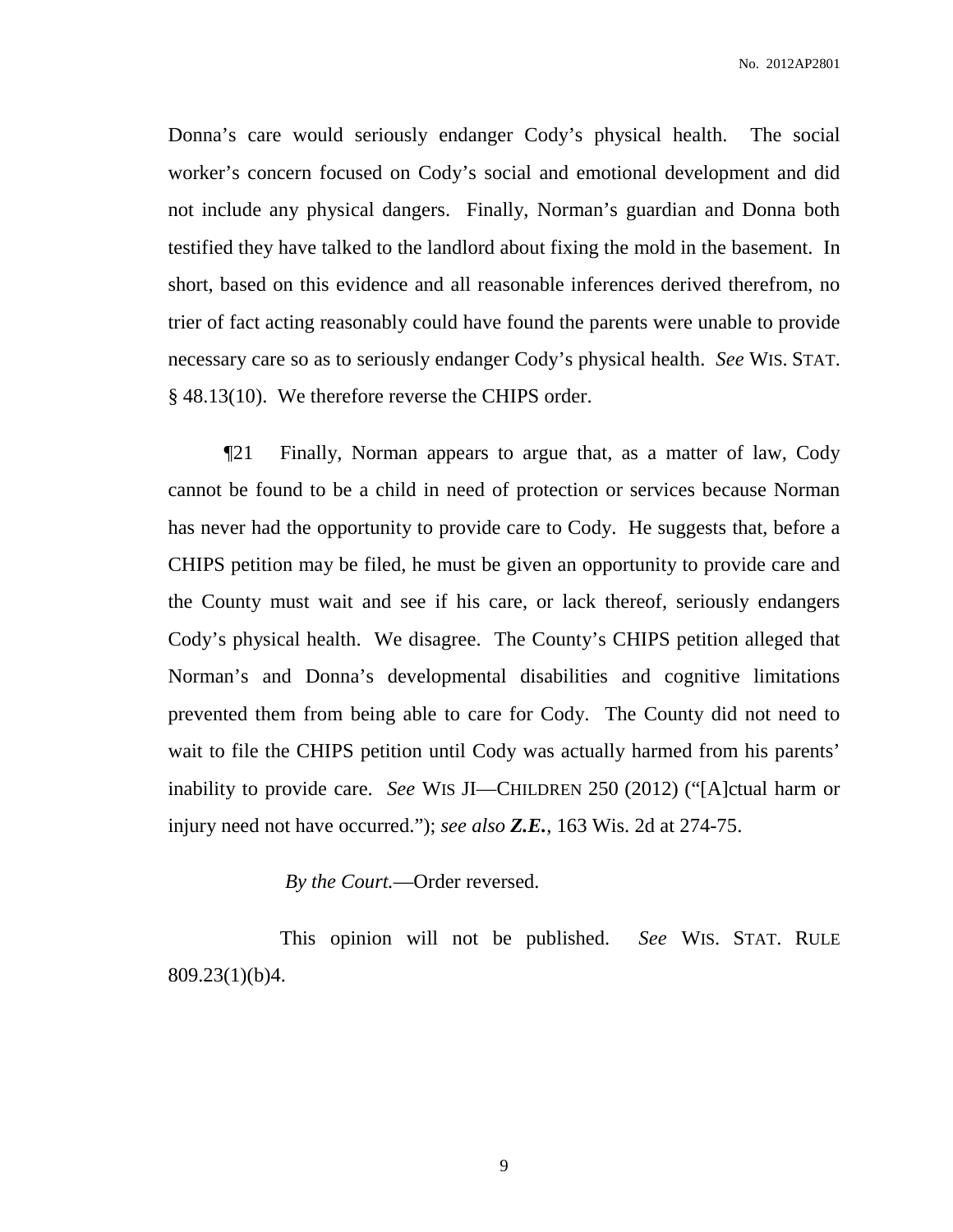Donna's care would seriously endanger Cody's physical health. The social worker's concern focused on Cody's social and emotional development and did not include any physical dangers. Finally, Norman's guardian and Donna both testified they have talked to the landlord about fixing the mold in the basement. In short, based on this evidence and all reasonable inferences derived therefrom, no trier of fact acting reasonably could have found the parents were unable to provide necessary care so as to seriously endanger Cody's physical health. *See* WIS. STAT. § 48.13(10). We therefore reverse the CHIPS order.

¶21 Finally, Norman appears to argue that, as a matter of law, Cody cannot be found to be a child in need of protection or services because Norman has never had the opportunity to provide care to Cody. He suggests that, before a CHIPS petition may be filed, he must be given an opportunity to provide care and the County must wait and see if his care, or lack thereof, seriously endangers Cody's physical health. We disagree. The County's CHIPS petition alleged that Norman's and Donna's developmental disabilities and cognitive limitations prevented them from being able to care for Cody. The County did not need to wait to file the CHIPS petition until Cody was actually harmed from his parents' inability to provide care. *See* WIS JI—CHILDREN 250 (2012) ("[A]ctual harm or injury need not have occurred."); *see also* ***Z.E.***, 163 Wis. 2d at 274-75.

*By the Court.*—Order reversed.

This opinion will not be published. *See* WIS. STAT. RULE 809.23(1)(b)4.